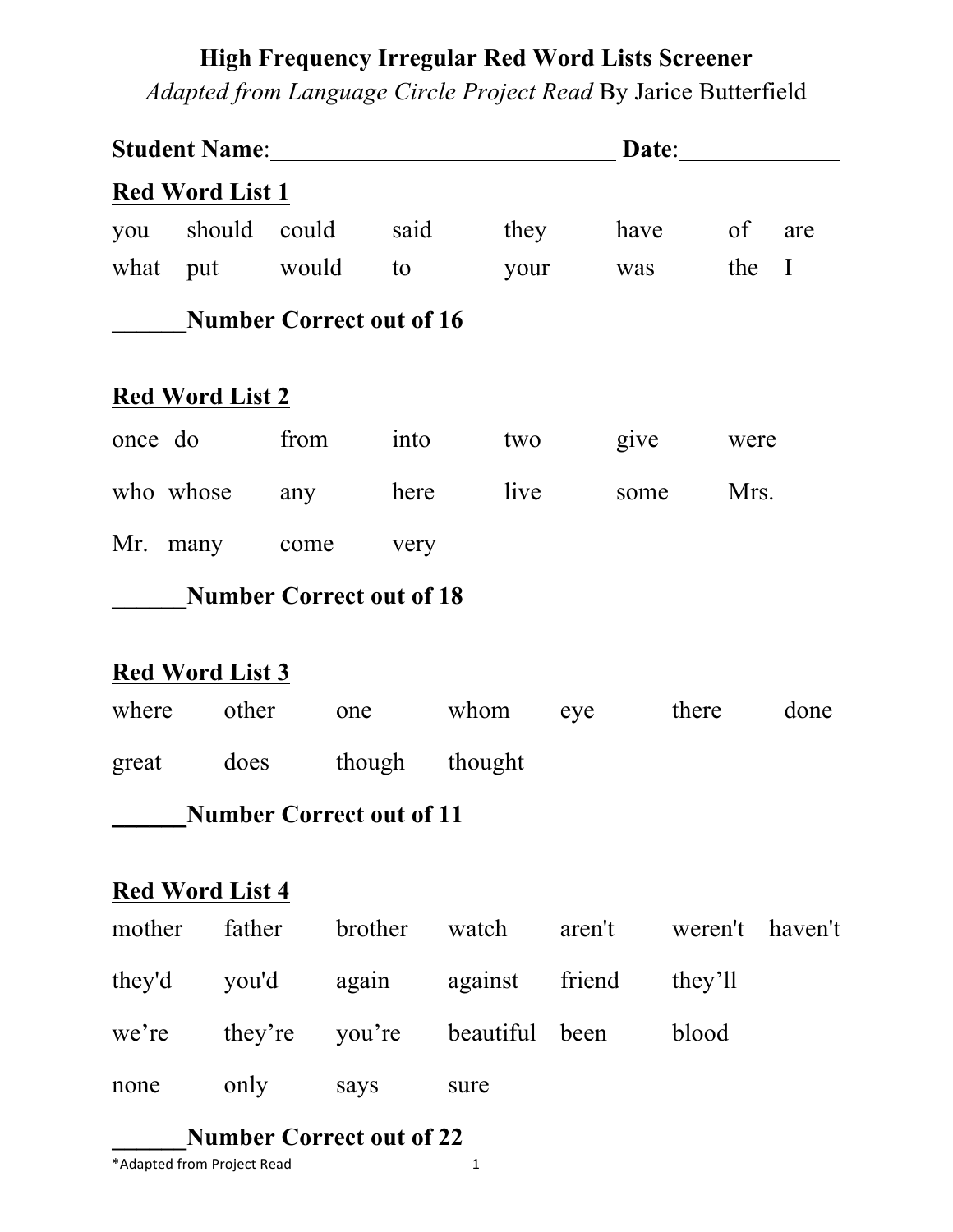# High Frequency Irregular Red Word Lists Screener

*Adapted from Language Circle Project Read* By Jarice Butterfield

**Student Name**:_____________________________ **Date**:_____________

## Red Word List 1

| | | | | | | | |
|---|---|---|---|---|---|---|---|
| you | should | could | said | they | have | of | are |
| what | put | would | to | your | was | the | I |

**______Number Correct out of 16**

## Red Word List 2

| | | | | | | |
|---|---|---|---|---|---|---|
| once | do | from | into | two | give | were |
| who | whose | any | here | live | some | Mrs. |
| Mr. | many | come | very | | | |

**______Number Correct out of 18**

## Red Word List 3

| | | | | | | |
|---|---|---|---|---|---|---|
| where | other | one | whom | eye | there | done |
| great | does | though | thought | | | |

**______Number Correct out of 11**

## Red Word List 4

| | | | | | | |
|---|---|---|---|---|---|---|
| mother | father | brother | watch | aren't | weren't | haven't |
| they'd | you'd | again | against | friend | they'll | |
| we're | they're | you're | beautiful | been | blood | |
| none | only | says | sure | | | |

**______Number Correct out of 22**

*Adapted from Project Read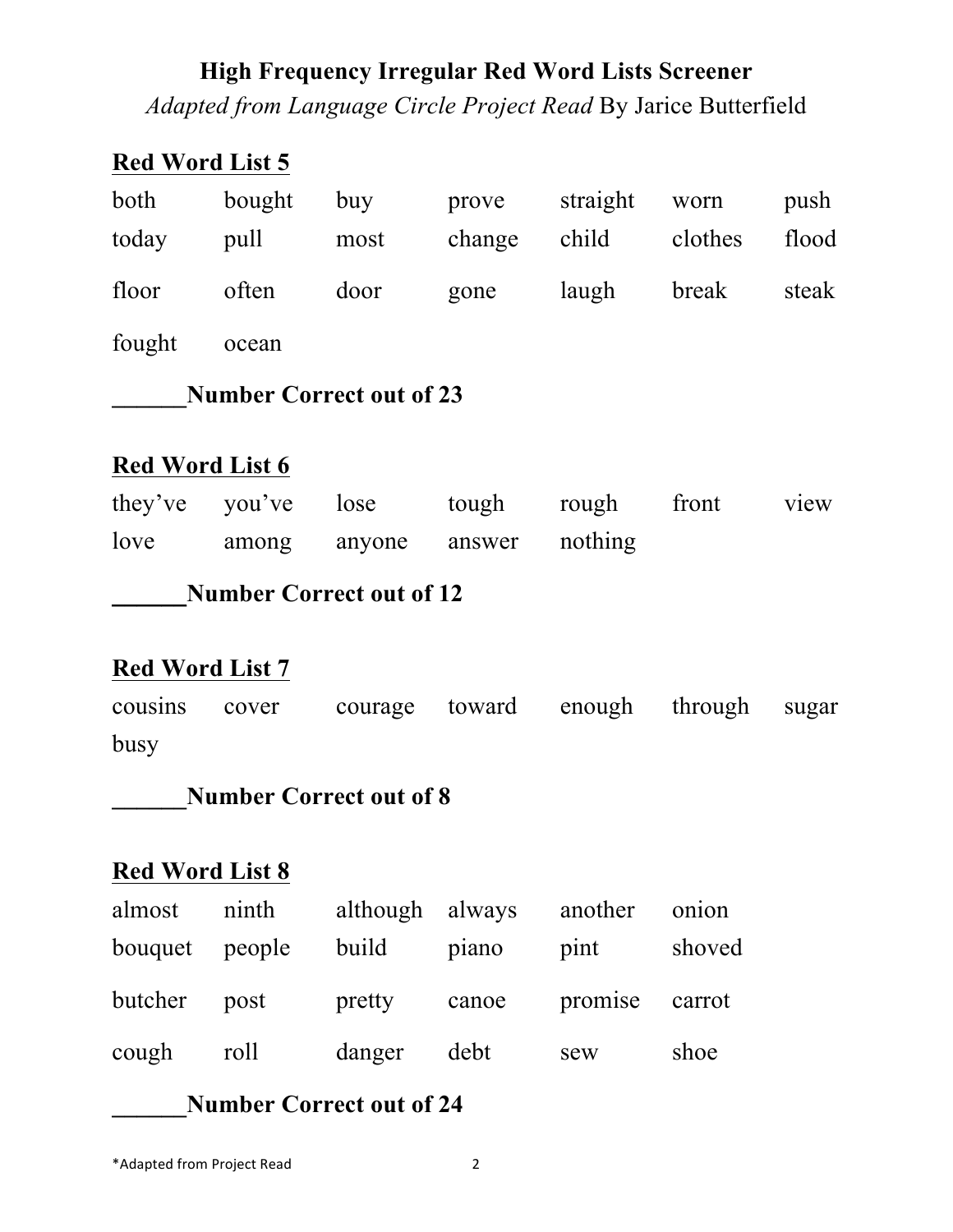# High Frequency Irregular Red Word Lists Screener

*Adapted from Language Circle Project Read* By Jarice Butterfield

**Red Word List 5**

| | | | | | | |
|---|---|---|---|---|---|---|
| both | bought | buy | prove | straight | worn | push |
| today | pull | most | change | child | clothes | flood |
| floor | often | door | gone | laugh | break | steak |
| fought | ocean | | | | | |

**______Number Correct out of 23**

**Red Word List 6**

| | | | | | | |
|---|---|---|---|---|---|---|
| they've | you've | lose | tough | rough | front | view |
| love | among | anyone | answer | nothing | | |

**______Number Correct out of 12**

**Red Word List 7**

| | | | | | | |
|---|---|---|---|---|---|---|
| cousins | cover | courage | toward | enough | through | sugar |
| busy | | | | | | |

**______Number Correct out of 8**

**Red Word List 8**

| | | | | | |
|---|---|---|---|---|---|
| almost | ninth | although | always | another | onion |
| bouquet | people | build | piano | pint | shoved |
| butcher | post | pretty | canoe | promise | carrot |
| cough | roll | danger | debt | sew | shoe |

**______Number Correct out of 24**

*Adapted from Project Read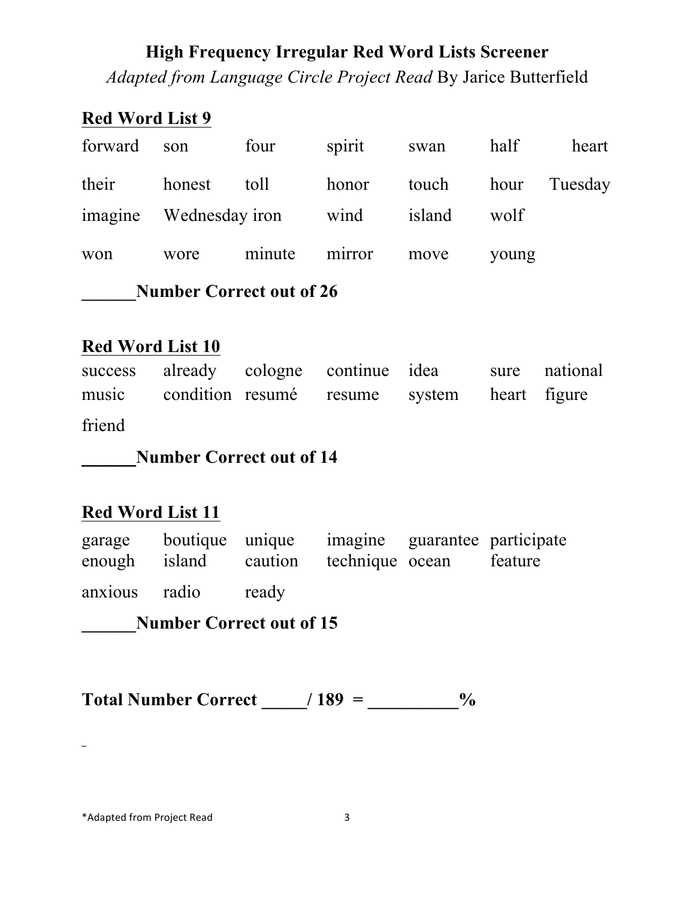**High Frequency Irregular Red Word Lists Screener**

*Adapted from Language Circle Project Read* By Jarice Butterfield

## Red Word List 9

| | | | | | | |
|---|---|---|---|---|---|---|
| forward | son | four | spirit | swan | half | heart |
| their | honest | toll | honor | touch | hour | Tuesday |
| imagine | Wednesday | iron | wind | island | wolf | |
| won | wore | minute | mirror | move | young | |

**______Number Correct out of 26**

## Red Word List 10

| | | | | | | |
|---|---|---|---|---|---|---|
| success | already | cologne | continue | idea | sure | national |
| music | condition | resumé | resume | system | heart | figure |
| friend | | | | | | |

**______Number Correct out of 14**

## Red Word List 11

| | | | | | |
|---|---|---|---|---|---|
| garage | boutique | unique | imagine | guarantee | participate |
| enough | island | caution | technique | ocean | feature |
| anxious | radio | ready | | | |

**______Number Correct out of 15**

**Total Number Correct _____/ 189 = __________%**

*Adapted from Project Read